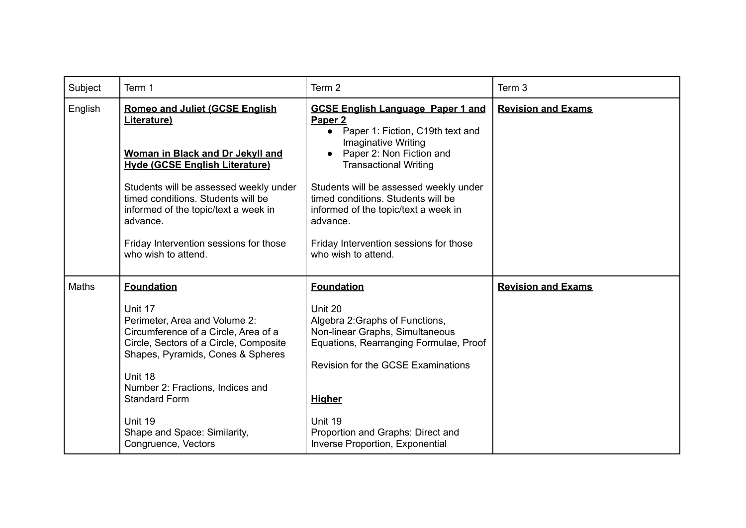| Subject | Term 1 | Term 2 | Term 3 |
| --- | --- | --- | --- |
| English | **Romeo and Juliet (GCSE English Literature)**<br><br>**Woman in Black and Dr Jekyll and Hyde (GCSE English Literature)**<br><br>Students will be assessed weekly under timed conditions. Students will be informed of the topic/text a week in advance.<br><br>Friday Intervention sessions for those who wish to attend. | **GCSE English Language Paper 1 and Paper 2**<br>• Paper 1: Fiction, C19th text and Imaginative Writing<br>• Paper 2: Non Fiction and Transactional Writing<br><br>Students will be assessed weekly under timed conditions. Students will be informed of the topic/text a week in advance.<br><br>Friday Intervention sessions for those who wish to attend. | **Revision and Exams** |
| Maths | **Foundation**<br><br>Unit 17<br>Perimeter, Area and Volume 2: Circumference of a Circle, Area of a Circle, Sectors of a Circle, Composite Shapes, Pyramids, Cones & Spheres<br><br>Unit 18<br>Number 2: Fractions, Indices and Standard Form<br><br>Unit 19<br>Shape and Space: Similarity, Congruence, Vectors | **Foundation**<br><br>Unit 20<br>Algebra 2:Graphs of Functions, Non-linear Graphs, Simultaneous Equations, Rearranging Formulae, Proof<br><br>Revision for the GCSE Examinations<br><br>**Higher**<br><br>Unit 19<br>Proportion and Graphs: Direct and Inverse Proportion, Exponential | **Revision and Exams** |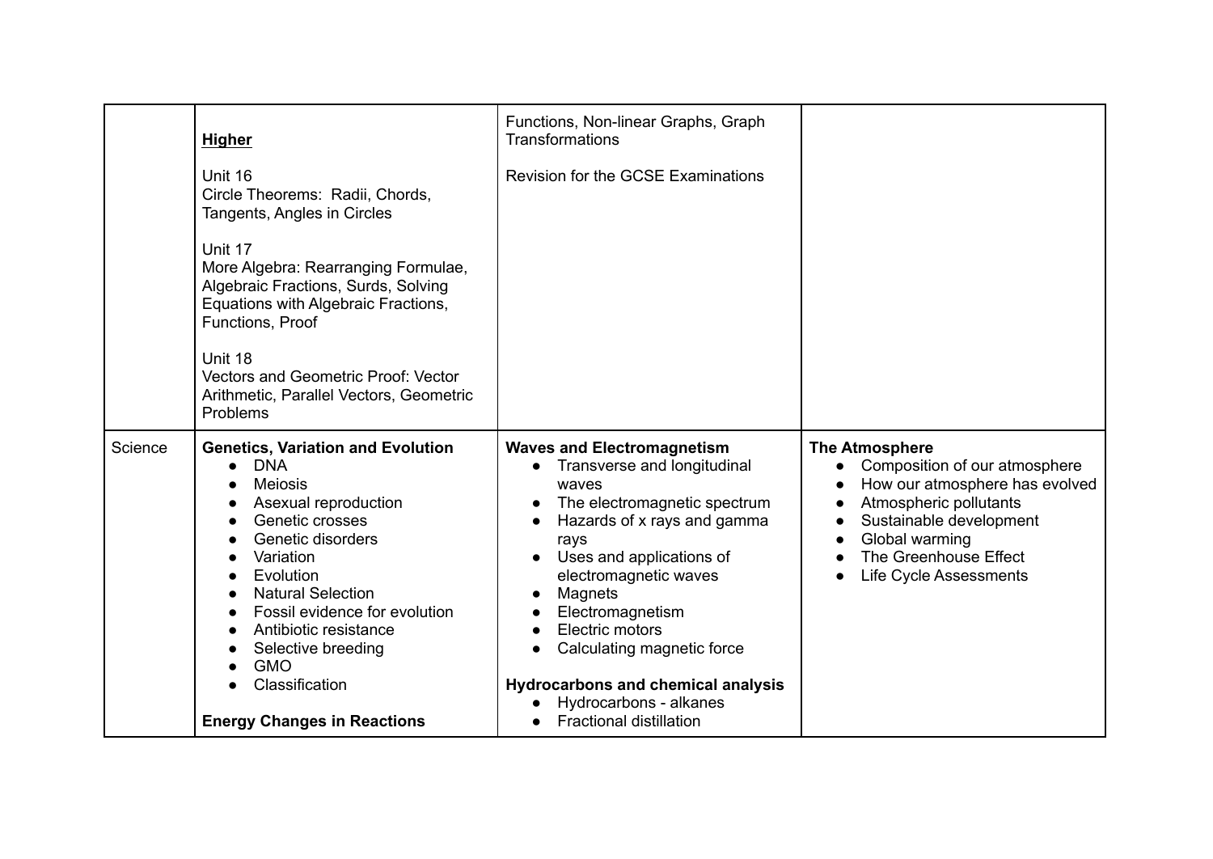| | | | |
|---|---|---|---|
| | **Higher**<br><br>Unit 16<br>Circle Theorems: Radii, Chords, Tangents, Angles in Circles<br><br>Unit 17<br>More Algebra: Rearranging Formulae, Algebraic Fractions, Surds, Solving Equations with Algebraic Fractions, Functions, Proof<br><br>Unit 18<br>Vectors and Geometric Proof: Vector Arithmetic, Parallel Vectors, Geometric Problems | Functions, Non-linear Graphs, Graph Transformations<br><br>Revision for the GCSE Examinations | |
| Science | **Genetics, Variation and Evolution**<br>● DNA<br>● Meiosis<br>● Asexual reproduction<br>● Genetic crosses<br>● Genetic disorders<br>● Variation<br>● Evolution<br>● Natural Selection<br>● Fossil evidence for evolution<br>● Antibiotic resistance<br>● Selective breeding<br>● GMO<br>● Classification<br><br>**Energy Changes in Reactions** | **Waves and Electromagnetism**<br>● Transverse and longitudinal waves<br>● The electromagnetic spectrum<br>● Hazards of x rays and gamma rays<br>● Uses and applications of electromagnetic waves<br>● Magnets<br>● Electromagnetism<br>● Electric motors<br>● Calculating magnetic force<br><br>**Hydrocarbons and chemical analysis**<br>● Hydrocarbons - alkanes<br>● Fractional distillation | **The Atmosphere**<br>● Composition of our atmosphere<br>● How our atmosphere has evolved<br>● Atmospheric pollutants<br>● Sustainable development<br>● Global warming<br>● The Greenhouse Effect<br>● Life Cycle Assessments |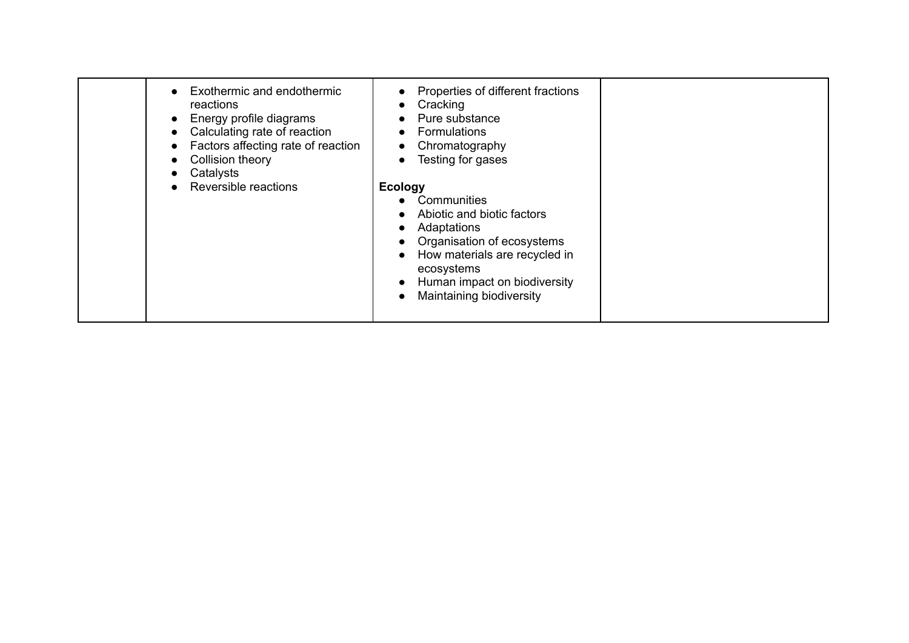| | | | |
|---|---|---|---|
| | <ul><li>Exothermic and endothermic reactions</li><li>Energy profile diagrams</li><li>Calculating rate of reaction</li><li>Factors affecting rate of reaction</li><li>Collision theory</li><li>Catalysts</li><li>Reversible reactions</li></ul> | <ul><li>Properties of different fractions</li><li>Cracking</li><li>Pure substance</li><li>Formulations</li><li>Chromatography</li><li>Testing for gases</li></ul>**Ecology**<ul><li>Communities</li><li>Abiotic and biotic factors</li><li>Adaptations</li><li>Organisation of ecosystems</li><li>How materials are recycled in ecosystems</li><li>Human impact on biodiversity</li><li>Maintaining biodiversity</li></ul> | |